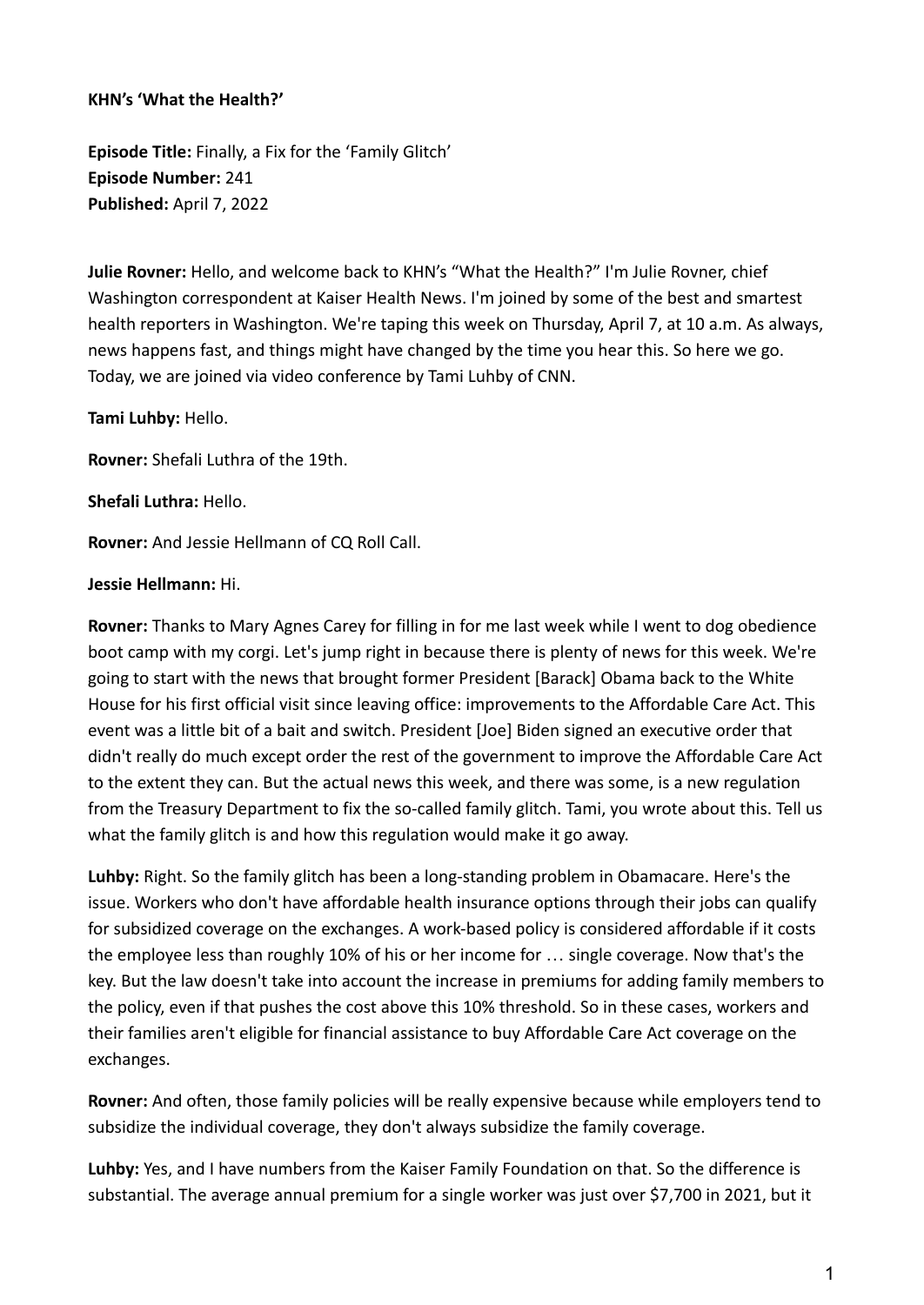**KHN's 'What the Health?'**

**Episode Title:** Finally, a Fix for the 'Family Glitch'
**Episode Number:** 241
**Published:** April 7, 2022

**Julie Rovner:** Hello, and welcome back to KHN's "What the Health?" I'm Julie Rovner, chief Washington correspondent at Kaiser Health News. I'm joined by some of the best and smartest health reporters in Washington. We're taping this week on Thursday, April 7, at 10 a.m. As always, news happens fast, and things might have changed by the time you hear this. So here we go. Today, we are joined via video conference by Tami Luhby of CNN.

**Tami Luhby:** Hello.

**Rovner:** Shefali Luthra of the 19th.

**Shefali Luthra:** Hello.

**Rovner:** And Jessie Hellmann of CQ Roll Call.

**Jessie Hellmann:** Hi.

**Rovner:** Thanks to Mary Agnes Carey for filling in for me last week while I went to dog obedience boot camp with my corgi. Let's jump right in because there is plenty of news for this week. We're going to start with the news that brought former President [Barack] Obama back to the White House for his first official visit since leaving office: improvements to the Affordable Care Act. This event was a little bit of a bait and switch. President [Joe] Biden signed an executive order that didn't really do much except order the rest of the government to improve the Affordable Care Act to the extent they can. But the actual news this week, and there was some, is a new regulation from the Treasury Department to fix the so-called family glitch. Tami, you wrote about this. Tell us what the family glitch is and how this regulation would make it go away.

**Luhby:** Right. So the family glitch has been a long-standing problem in Obamacare. Here's the issue. Workers who don't have affordable health insurance options through their jobs can qualify for subsidized coverage on the exchanges. A work-based policy is considered affordable if it costs the employee less than roughly 10% of his or her income for … single coverage. Now that's the key. But the law doesn't take into account the increase in premiums for adding family members to the policy, even if that pushes the cost above this 10% threshold. So in these cases, workers and their families aren't eligible for financial assistance to buy Affordable Care Act coverage on the exchanges.

**Rovner:** And often, those family policies will be really expensive because while employers tend to subsidize the individual coverage, they don't always subsidize the family coverage.

**Luhby:** Yes, and I have numbers from the Kaiser Family Foundation on that. So the difference is substantial. The average annual premium for a single worker was just over $7,700 in 2021, but it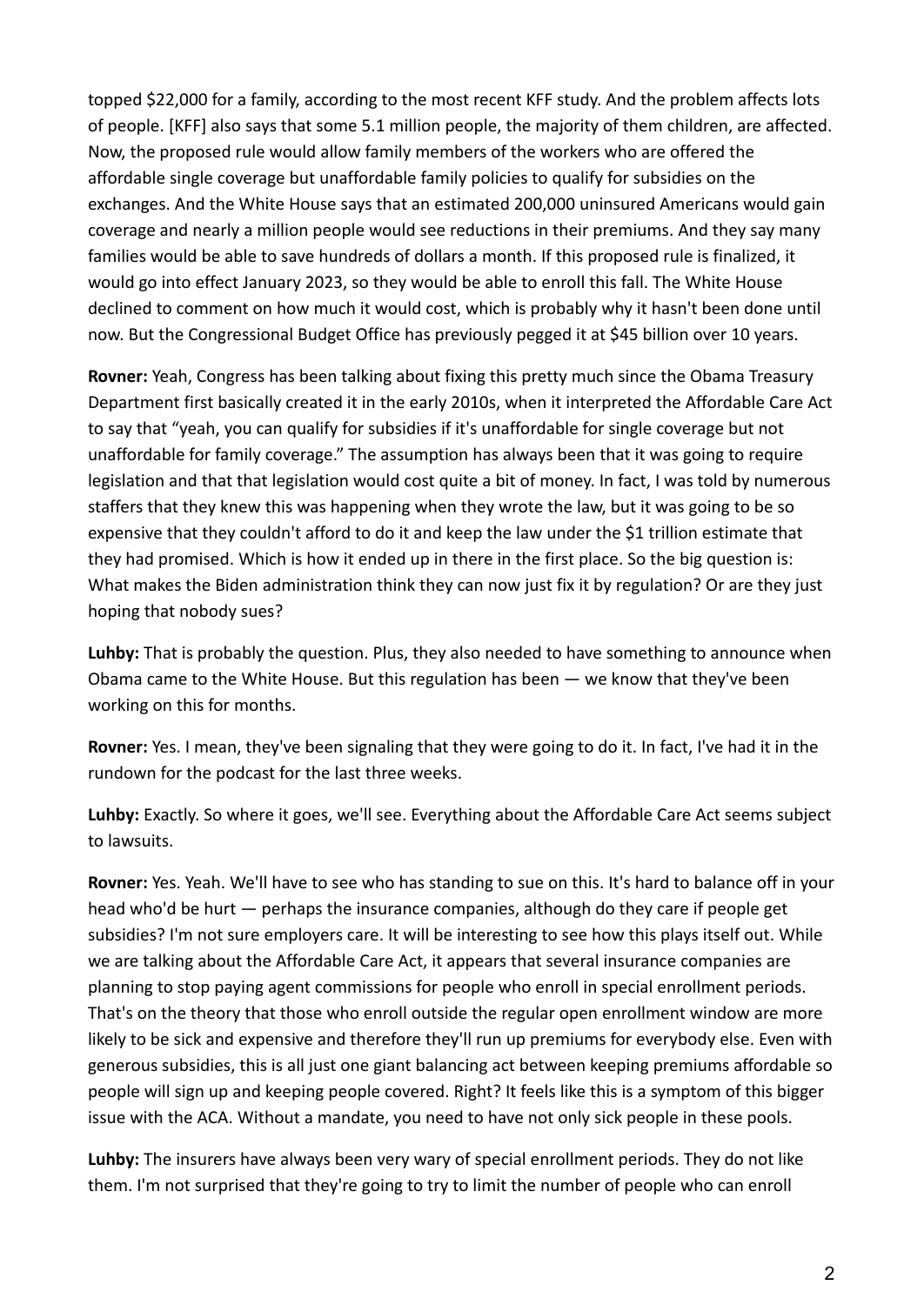topped $22,000 for a family, according to the most recent KFF study. And the problem affects lots of people. [KFF] also says that some 5.1 million people, the majority of them children, are affected. Now, the proposed rule would allow family members of the workers who are offered the affordable single coverage but unaffordable family policies to qualify for subsidies on the exchanges. And the White House says that an estimated 200,000 uninsured Americans would gain coverage and nearly a million people would see reductions in their premiums. And they say many families would be able to save hundreds of dollars a month. If this proposed rule is finalized, it would go into effect January 2023, so they would be able to enroll this fall. The White House declined to comment on how much it would cost, which is probably why it hasn't been done until now. But the Congressional Budget Office has previously pegged it at $45 billion over 10 years.

**Rovner:** Yeah, Congress has been talking about fixing this pretty much since the Obama Treasury Department first basically created it in the early 2010s, when it interpreted the Affordable Care Act to say that "yeah, you can qualify for subsidies if it's unaffordable for single coverage but not unaffordable for family coverage." The assumption has always been that it was going to require legislation and that that legislation would cost quite a bit of money. In fact, I was told by numerous staffers that they knew this was happening when they wrote the law, but it was going to be so expensive that they couldn't afford to do it and keep the law under the $1 trillion estimate that they had promised. Which is how it ended up in there in the first place. So the big question is: What makes the Biden administration think they can now just fix it by regulation? Or are they just hoping that nobody sues?

**Luhby:** That is probably the question. Plus, they also needed to have something to announce when Obama came to the White House. But this regulation has been — we know that they've been working on this for months.

**Rovner:** Yes. I mean, they've been signaling that they were going to do it. In fact, I've had it in the rundown for the podcast for the last three weeks.

**Luhby:** Exactly. So where it goes, we'll see. Everything about the Affordable Care Act seems subject to lawsuits.

**Rovner:** Yes. Yeah. We'll have to see who has standing to sue on this. It's hard to balance off in your head who'd be hurt — perhaps the insurance companies, although do they care if people get subsidies? I'm not sure employers care. It will be interesting to see how this plays itself out. While we are talking about the Affordable Care Act, it appears that several insurance companies are planning to stop paying agent commissions for people who enroll in special enrollment periods. That's on the theory that those who enroll outside the regular open enrollment window are more likely to be sick and expensive and therefore they'll run up premiums for everybody else. Even with generous subsidies, this is all just one giant balancing act between keeping premiums affordable so people will sign up and keeping people covered. Right? It feels like this is a symptom of this bigger issue with the ACA. Without a mandate, you need to have not only sick people in these pools.

**Luhby:** The insurers have always been very wary of special enrollment periods. They do not like them. I'm not surprised that they're going to try to limit the number of people who can enroll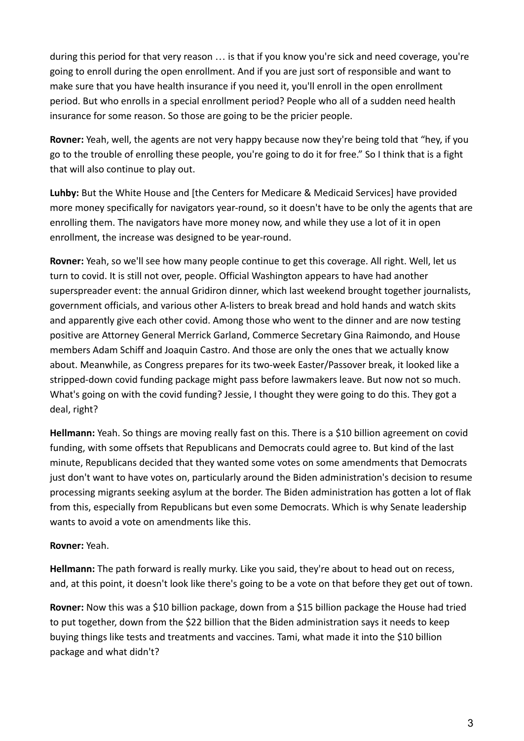during this period for that very reason … is that if you know you're sick and need coverage, you're going to enroll during the open enrollment. And if you are just sort of responsible and want to make sure that you have health insurance if you need it, you'll enroll in the open enrollment period. But who enrolls in a special enrollment period? People who all of a sudden need health insurance for some reason. So those are going to be the pricier people.

**Rovner:** Yeah, well, the agents are not very happy because now they're being told that "hey, if you go to the trouble of enrolling these people, you're going to do it for free." So I think that is a fight that will also continue to play out.

**Luhby:** But the White House and [the Centers for Medicare & Medicaid Services] have provided more money specifically for navigators year-round, so it doesn't have to be only the agents that are enrolling them. The navigators have more money now, and while they use a lot of it in open enrollment, the increase was designed to be year-round.

**Rovner:** Yeah, so we'll see how many people continue to get this coverage. All right. Well, let us turn to covid. It is still not over, people. Official Washington appears to have had another superspreader event: the annual Gridiron dinner, which last weekend brought together journalists, government officials, and various other A-listers to break bread and hold hands and watch skits and apparently give each other covid. Among those who went to the dinner and are now testing positive are Attorney General Merrick Garland, Commerce Secretary Gina Raimondo, and House members Adam Schiff and Joaquin Castro. And those are only the ones that we actually know about. Meanwhile, as Congress prepares for its two-week Easter/Passover break, it looked like a stripped-down covid funding package might pass before lawmakers leave. But now not so much. What's going on with the covid funding? Jessie, I thought they were going to do this. They got a deal, right?

**Hellmann:** Yeah. So things are moving really fast on this. There is a $10 billion agreement on covid funding, with some offsets that Republicans and Democrats could agree to. But kind of the last minute, Republicans decided that they wanted some votes on some amendments that Democrats just don't want to have votes on, particularly around the Biden administration's decision to resume processing migrants seeking asylum at the border. The Biden administration has gotten a lot of flak from this, especially from Republicans but even some Democrats. Which is why Senate leadership wants to avoid a vote on amendments like this.

**Rovner:** Yeah.

**Hellmann:** The path forward is really murky. Like you said, they're about to head out on recess, and, at this point, it doesn't look like there's going to be a vote on that before they get out of town.

**Rovner:** Now this was a $10 billion package, down from a $15 billion package the House had tried to put together, down from the $22 billion that the Biden administration says it needs to keep buying things like tests and treatments and vaccines. Tami, what made it into the $10 billion package and what didn't?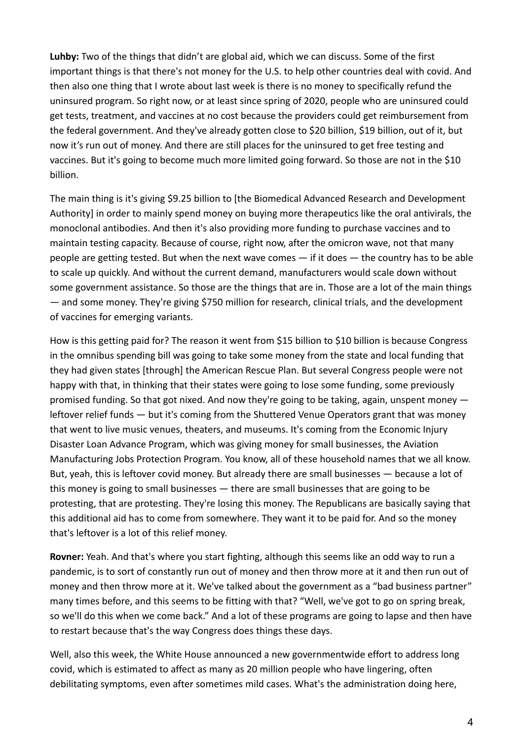**Luhby:** Two of the things that didn't are global aid, which we can discuss. Some of the first important things is that there's not money for the U.S. to help other countries deal with covid. And then also one thing that I wrote about last week is there is no money to specifically refund the uninsured program. So right now, or at least since spring of 2020, people who are uninsured could get tests, treatment, and vaccines at no cost because the providers could get reimbursement from the federal government. And they've already gotten close to $20 billion, $19 billion, out of it, but now it's run out of money. And there are still places for the uninsured to get free testing and vaccines. But it's going to become much more limited going forward. So those are not in the $10 billion.

The main thing is it's giving $9.25 billion to [the Biomedical Advanced Research and Development Authority] in order to mainly spend money on buying more therapeutics like the oral antivirals, the monoclonal antibodies. And then it's also providing more funding to purchase vaccines and to maintain testing capacity. Because of course, right now, after the omicron wave, not that many people are getting tested. But when the next wave comes — if it does — the country has to be able to scale up quickly. And without the current demand, manufacturers would scale down without some government assistance. So those are the things that are in. Those are a lot of the main things — and some money. They're giving $750 million for research, clinical trials, and the development of vaccines for emerging variants.

How is this getting paid for? The reason it went from $15 billion to $10 billion is because Congress in the omnibus spending bill was going to take some money from the state and local funding that they had given states [through] the American Rescue Plan. But several Congress people were not happy with that, in thinking that their states were going to lose some funding, some previously promised funding. So that got nixed. And now they're going to be taking, again, unspent money — leftover relief funds — but it's coming from the Shuttered Venue Operators grant that was money that went to live music venues, theaters, and museums. It's coming from the Economic Injury Disaster Loan Advance Program, which was giving money for small businesses, the Aviation Manufacturing Jobs Protection Program. You know, all of these household names that we all know. But, yeah, this is leftover covid money. But already there are small businesses — because a lot of this money is going to small businesses — there are small businesses that are going to be protesting, that are protesting. They're losing this money. The Republicans are basically saying that this additional aid has to come from somewhere. They want it to be paid for. And so the money that's leftover is a lot of this relief money.

**Rovner:** Yeah. And that's where you start fighting, although this seems like an odd way to run a pandemic, is to sort of constantly run out of money and then throw more at it and then run out of money and then throw more at it. We've talked about the government as a "bad business partner" many times before, and this seems to be fitting with that? "Well, we've got to go on spring break, so we'll do this when we come back." And a lot of these programs are going to lapse and then have to restart because that's the way Congress does things these days.

Well, also this week, the White House announced a new governmentwide effort to address long covid, which is estimated to affect as many as 20 million people who have lingering, often debilitating symptoms, even after sometimes mild cases. What's the administration doing here,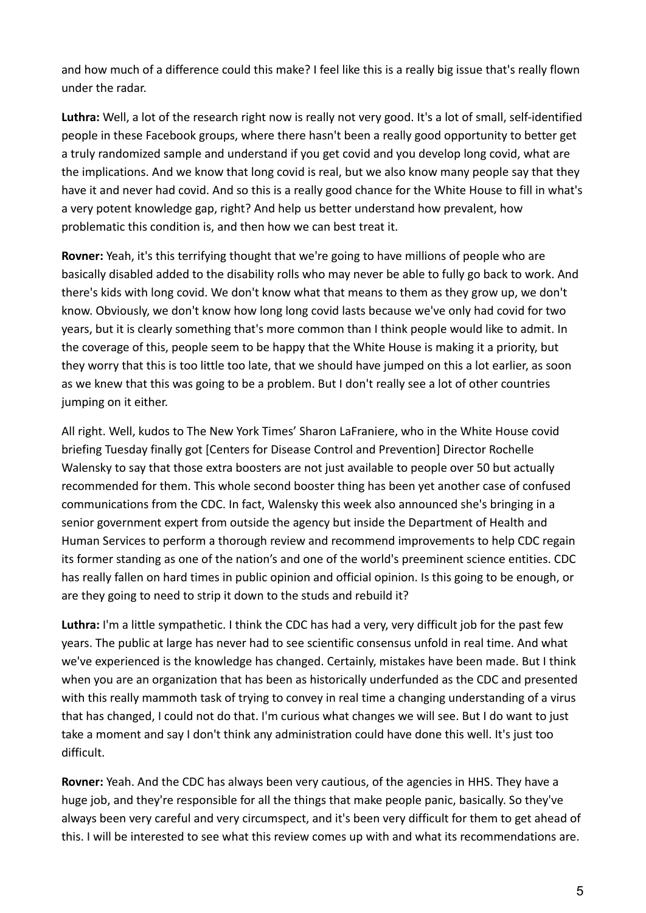and how much of a difference could this make? I feel like this is a really big issue that's really flown under the radar.

**Luthra:** Well, a lot of the research right now is really not very good. It's a lot of small, self-identified people in these Facebook groups, where there hasn't been a really good opportunity to better get a truly randomized sample and understand if you get covid and you develop long covid, what are the implications. And we know that long covid is real, but we also know many people say that they have it and never had covid. And so this is a really good chance for the White House to fill in what's a very potent knowledge gap, right? And help us better understand how prevalent, how problematic this condition is, and then how we can best treat it.

**Rovner:** Yeah, it's this terrifying thought that we're going to have millions of people who are basically disabled added to the disability rolls who may never be able to fully go back to work. And there's kids with long covid. We don't know what that means to them as they grow up, we don't know. Obviously, we don't know how long long covid lasts because we've only had covid for two years, but it is clearly something that's more common than I think people would like to admit. In the coverage of this, people seem to be happy that the White House is making it a priority, but they worry that this is too little too late, that we should have jumped on this a lot earlier, as soon as we knew that this was going to be a problem. But I don't really see a lot of other countries jumping on it either.

All right. Well, kudos to The New York Times' Sharon LaFraniere, who in the White House covid briefing Tuesday finally got [Centers for Disease Control and Prevention] Director Rochelle Walensky to say that those extra boosters are not just available to people over 50 but actually recommended for them. This whole second booster thing has been yet another case of confused communications from the CDC. In fact, Walensky this week also announced she's bringing in a senior government expert from outside the agency but inside the Department of Health and Human Services to perform a thorough review and recommend improvements to help CDC regain its former standing as one of the nation's and one of the world's preeminent science entities. CDC has really fallen on hard times in public opinion and official opinion. Is this going to be enough, or are they going to need to strip it down to the studs and rebuild it?

**Luthra:** I'm a little sympathetic. I think the CDC has had a very, very difficult job for the past few years. The public at large has never had to see scientific consensus unfold in real time. And what we've experienced is the knowledge has changed. Certainly, mistakes have been made. But I think when you are an organization that has been as historically underfunded as the CDC and presented with this really mammoth task of trying to convey in real time a changing understanding of a virus that has changed, I could not do that. I'm curious what changes we will see. But I do want to just take a moment and say I don't think any administration could have done this well. It's just too difficult.

**Rovner:** Yeah. And the CDC has always been very cautious, of the agencies in HHS. They have a huge job, and they're responsible for all the things that make people panic, basically. So they've always been very careful and very circumspect, and it's been very difficult for them to get ahead of this. I will be interested to see what this review comes up with and what its recommendations are.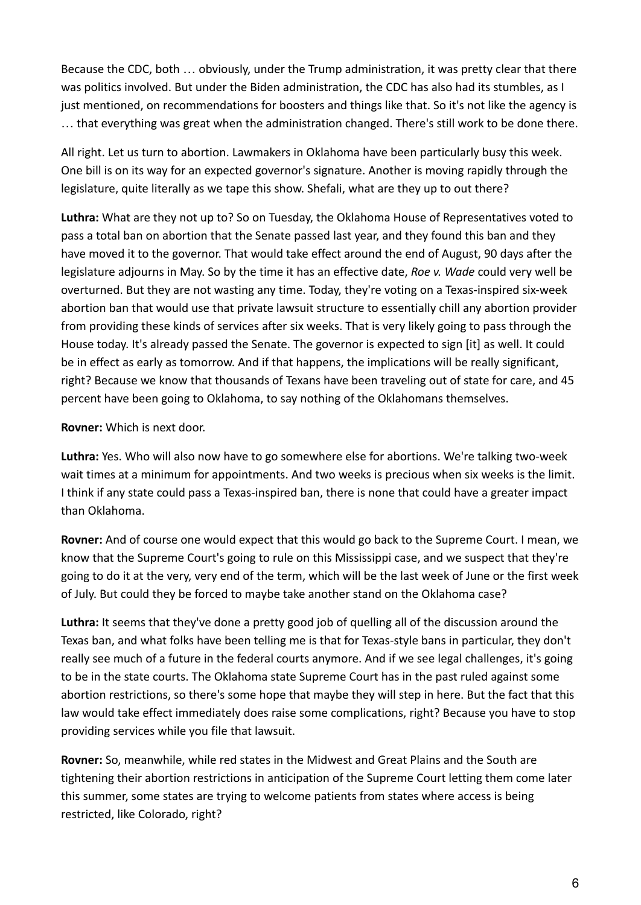Because the CDC, both … obviously, under the Trump administration, it was pretty clear that there was politics involved. But under the Biden administration, the CDC has also had its stumbles, as I just mentioned, on recommendations for boosters and things like that. So it's not like the agency is … that everything was great when the administration changed. There's still work to be done there.

All right. Let us turn to abortion. Lawmakers in Oklahoma have been particularly busy this week. One bill is on its way for an expected governor's signature. Another is moving rapidly through the legislature, quite literally as we tape this show. Shefali, what are they up to out there?

**Luthra:** What are they not up to? So on Tuesday, the Oklahoma House of Representatives voted to pass a total ban on abortion that the Senate passed last year, and they found this ban and they have moved it to the governor. That would take effect around the end of August, 90 days after the legislature adjourns in May. So by the time it has an effective date, *Roe v. Wade* could very well be overturned. But they are not wasting any time. Today, they're voting on a Texas-inspired six-week abortion ban that would use that private lawsuit structure to essentially chill any abortion provider from providing these kinds of services after six weeks. That is very likely going to pass through the House today. It's already passed the Senate. The governor is expected to sign [it] as well. It could be in effect as early as tomorrow. And if that happens, the implications will be really significant, right? Because we know that thousands of Texans have been traveling out of state for care, and 45 percent have been going to Oklahoma, to say nothing of the Oklahomans themselves.

**Rovner:** Which is next door.

**Luthra:** Yes. Who will also now have to go somewhere else for abortions. We're talking two-week wait times at a minimum for appointments. And two weeks is precious when six weeks is the limit. I think if any state could pass a Texas-inspired ban, there is none that could have a greater impact than Oklahoma.

**Rovner:** And of course one would expect that this would go back to the Supreme Court. I mean, we know that the Supreme Court's going to rule on this Mississippi case, and we suspect that they're going to do it at the very, very end of the term, which will be the last week of June or the first week of July. But could they be forced to maybe take another stand on the Oklahoma case?

**Luthra:** It seems that they've done a pretty good job of quelling all of the discussion around the Texas ban, and what folks have been telling me is that for Texas-style bans in particular, they don't really see much of a future in the federal courts anymore. And if we see legal challenges, it's going to be in the state courts. The Oklahoma state Supreme Court has in the past ruled against some abortion restrictions, so there's some hope that maybe they will step in here. But the fact that this law would take effect immediately does raise some complications, right? Because you have to stop providing services while you file that lawsuit.

**Rovner:** So, meanwhile, while red states in the Midwest and Great Plains and the South are tightening their abortion restrictions in anticipation of the Supreme Court letting them come later this summer, some states are trying to welcome patients from states where access is being restricted, like Colorado, right?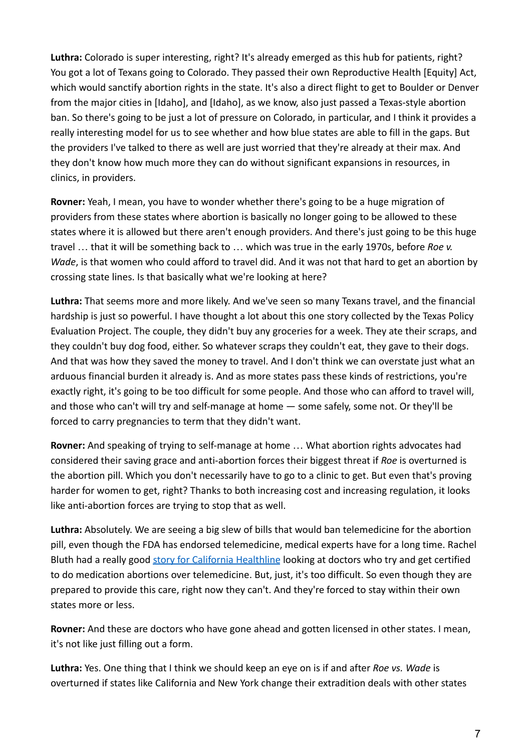**Luthra:** Colorado is super interesting, right? It's already emerged as this hub for patients, right? You got a lot of Texans going to Colorado. They passed their own Reproductive Health [Equity] Act, which would sanctify abortion rights in the state. It's also a direct flight to get to Boulder or Denver from the major cities in [Idaho], and [Idaho], as we know, also just passed a Texas-style abortion ban. So there's going to be just a lot of pressure on Colorado, in particular, and I think it provides a really interesting model for us to see whether and how blue states are able to fill in the gaps. But the providers I've talked to there as well are just worried that they're already at their max. And they don't know how much more they can do without significant expansions in resources, in clinics, in providers.

**Rovner:** Yeah, I mean, you have to wonder whether there's going to be a huge migration of providers from these states where abortion is basically no longer going to be allowed to these states where it is allowed but there aren't enough providers. And there's just going to be this huge travel … that it will be something back to … which was true in the early 1970s, before *Roe v. Wade*, is that women who could afford to travel did. And it was not that hard to get an abortion by crossing state lines. Is that basically what we're looking at here?

**Luthra:** That seems more and more likely. And we've seen so many Texans travel, and the financial hardship is just so powerful. I have thought a lot about this one story collected by the Texas Policy Evaluation Project. The couple, they didn't buy any groceries for a week. They ate their scraps, and they couldn't buy dog food, either. So whatever scraps they couldn't eat, they gave to their dogs. And that was how they saved the money to travel. And I don't think we can overstate just what an arduous financial burden it already is. And as more states pass these kinds of restrictions, you're exactly right, it's going to be too difficult for some people. And those who can afford to travel will, and those who can't will try and self-manage at home — some safely, some not. Or they'll be forced to carry pregnancies to term that they didn't want.

**Rovner:** And speaking of trying to self-manage at home … What abortion rights advocates had considered their saving grace and anti-abortion forces their biggest threat if *Roe* is overturned is the abortion pill. Which you don't necessarily have to go to a clinic to get. But even that's proving harder for women to get, right? Thanks to both increasing cost and increasing regulation, it looks like anti-abortion forces are trying to stop that as well.

**Luthra:** Absolutely. We are seeing a big slew of bills that would ban telemedicine for the abortion pill, even though the FDA has endorsed telemedicine, medical experts have for a long time. Rachel Bluth had a really good [story for California Healthline] looking at doctors who try and get certified to do medication abortions over telemedicine. But, just, it's too difficult. So even though they are prepared to provide this care, right now they can't. And they're forced to stay within their own states more or less.

**Rovner:** And these are doctors who have gone ahead and gotten licensed in other states. I mean, it's not like just filling out a form.

**Luthra:** Yes. One thing that I think we should keep an eye on is if and after *Roe vs. Wade* is overturned if states like California and New York change their extradition deals with other states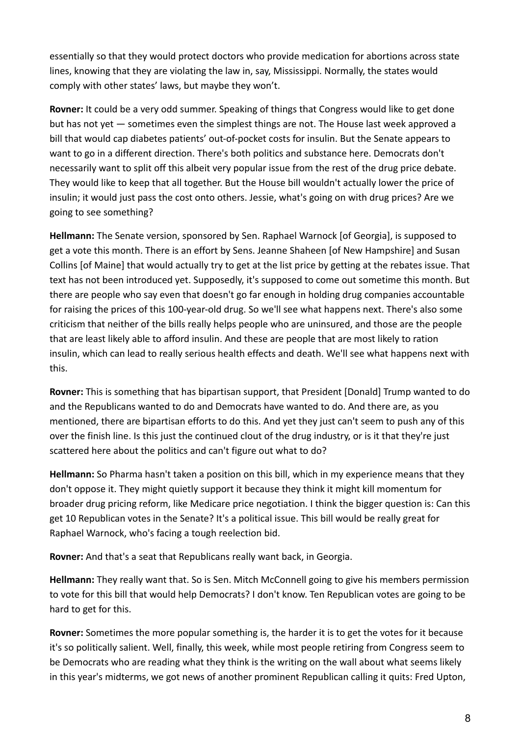essentially so that they would protect doctors who provide medication for abortions across state lines, knowing that they are violating the law in, say, Mississippi. Normally, the states would comply with other states' laws, but maybe they won't.

**Rovner:** It could be a very odd summer. Speaking of things that Congress would like to get done but has not yet — sometimes even the simplest things are not. The House last week approved a bill that would cap diabetes patients' out-of-pocket costs for insulin. But the Senate appears to want to go in a different direction. There's both politics and substance here. Democrats don't necessarily want to split off this albeit very popular issue from the rest of the drug price debate. They would like to keep that all together. But the House bill wouldn't actually lower the price of insulin; it would just pass the cost onto others. Jessie, what's going on with drug prices? Are we going to see something?

**Hellmann:** The Senate version, sponsored by Sen. Raphael Warnock [of Georgia], is supposed to get a vote this month. There is an effort by Sens. Jeanne Shaheen [of New Hampshire] and Susan Collins [of Maine] that would actually try to get at the list price by getting at the rebates issue. That text has not been introduced yet. Supposedly, it's supposed to come out sometime this month. But there are people who say even that doesn't go far enough in holding drug companies accountable for raising the prices of this 100-year-old drug. So we'll see what happens next. There's also some criticism that neither of the bills really helps people who are uninsured, and those are the people that are least likely able to afford insulin. And these are people that are most likely to ration insulin, which can lead to really serious health effects and death. We'll see what happens next with this.

**Rovner:** This is something that has bipartisan support, that President [Donald] Trump wanted to do and the Republicans wanted to do and Democrats have wanted to do. And there are, as you mentioned, there are bipartisan efforts to do this. And yet they just can't seem to push any of this over the finish line. Is this just the continued clout of the drug industry, or is it that they're just scattered here about the politics and can't figure out what to do?

**Hellmann:** So Pharma hasn't taken a position on this bill, which in my experience means that they don't oppose it. They might quietly support it because they think it might kill momentum for broader drug pricing reform, like Medicare price negotiation. I think the bigger question is: Can this get 10 Republican votes in the Senate? It's a political issue. This bill would be really great for Raphael Warnock, who's facing a tough reelection bid.

**Rovner:** And that's a seat that Republicans really want back, in Georgia.

**Hellmann:** They really want that. So is Sen. Mitch McConnell going to give his members permission to vote for this bill that would help Democrats? I don't know. Ten Republican votes are going to be hard to get for this.

**Rovner:** Sometimes the more popular something is, the harder it is to get the votes for it because it's so politically salient. Well, finally, this week, while most people retiring from Congress seem to be Democrats who are reading what they think is the writing on the wall about what seems likely in this year's midterms, we got news of another prominent Republican calling it quits: Fred Upton,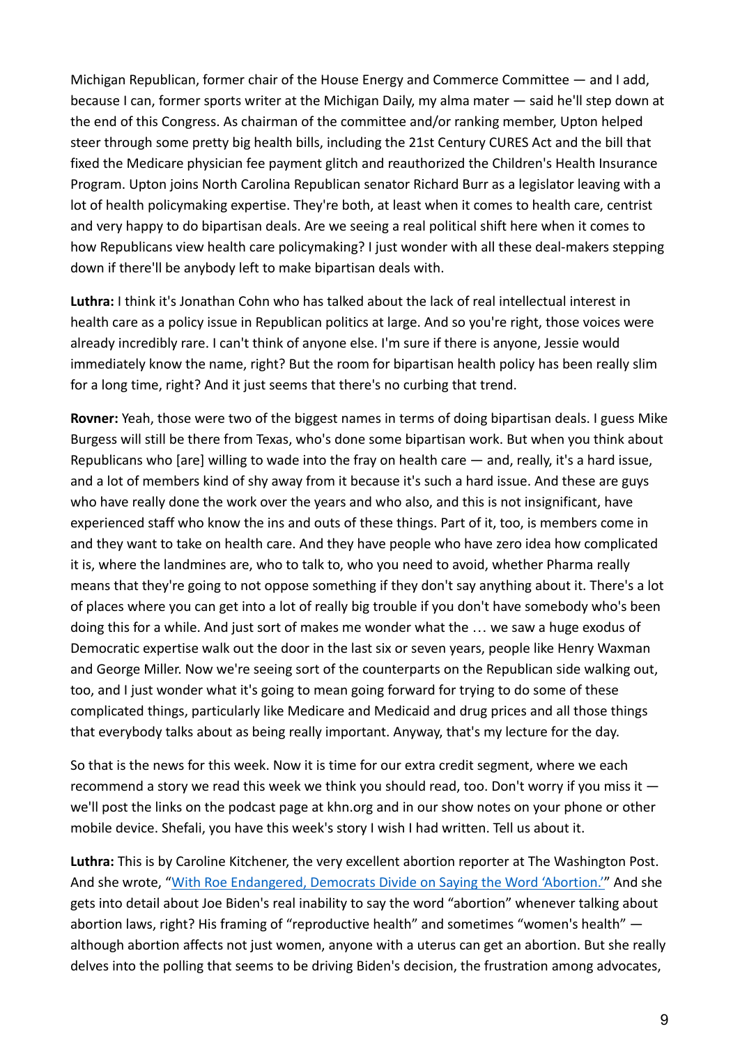Michigan Republican, former chair of the House Energy and Commerce Committee — and I add, because I can, former sports writer at the Michigan Daily, my alma mater — said he'll step down at the end of this Congress. As chairman of the committee and/or ranking member, Upton helped steer through some pretty big health bills, including the 21st Century CURES Act and the bill that fixed the Medicare physician fee payment glitch and reauthorized the Children's Health Insurance Program. Upton joins North Carolina Republican senator Richard Burr as a legislator leaving with a lot of health policymaking expertise. They're both, at least when it comes to health care, centrist and very happy to do bipartisan deals. Are we seeing a real political shift here when it comes to how Republicans view health care policymaking? I just wonder with all these deal-makers stepping down if there'll be anybody left to make bipartisan deals with.

**Luthra:** I think it's Jonathan Cohn who has talked about the lack of real intellectual interest in health care as a policy issue in Republican politics at large. And so you're right, those voices were already incredibly rare. I can't think of anyone else. I'm sure if there is anyone, Jessie would immediately know the name, right? But the room for bipartisan health policy has been really slim for a long time, right? And it just seems that there's no curbing that trend.

**Rovner:** Yeah, those were two of the biggest names in terms of doing bipartisan deals. I guess Mike Burgess will still be there from Texas, who's done some bipartisan work. But when you think about Republicans who [are] willing to wade into the fray on health care — and, really, it's a hard issue, and a lot of members kind of shy away from it because it's such a hard issue. And these are guys who have really done the work over the years and who also, and this is not insignificant, have experienced staff who know the ins and outs of these things. Part of it, too, is members come in and they want to take on health care. And they have people who have zero idea how complicated it is, where the landmines are, who to talk to, who you need to avoid, whether Pharma really means that they're going to not oppose something if they don't say anything about it. There's a lot of places where you can get into a lot of really big trouble if you don't have somebody who's been doing this for a while. And just sort of makes me wonder what the … we saw a huge exodus of Democratic expertise walk out the door in the last six or seven years, people like Henry Waxman and George Miller. Now we're seeing sort of the counterparts on the Republican side walking out, too, and I just wonder what it's going to mean going forward for trying to do some of these complicated things, particularly like Medicare and Medicaid and drug prices and all those things that everybody talks about as being really important. Anyway, that's my lecture for the day.

So that is the news for this week. Now it is time for our extra credit segment, where we each recommend a story we read this week we think you should read, too. Don't worry if you miss it — we'll post the links on the podcast page at khn.org and in our show notes on your phone or other mobile device. Shefali, you have this week's story I wish I had written. Tell us about it.

**Luthra:** This is by Caroline Kitchener, the very excellent abortion reporter at The Washington Post. And she wrote, "With Roe Endangered, Democrats Divide on Saying the Word 'Abortion.'" And she gets into detail about Joe Biden's real inability to say the word "abortion" whenever talking about abortion laws, right? His framing of "reproductive health" and sometimes "women's health" — although abortion affects not just women, anyone with a uterus can get an abortion. But she really delves into the polling that seems to be driving Biden's decision, the frustration among advocates,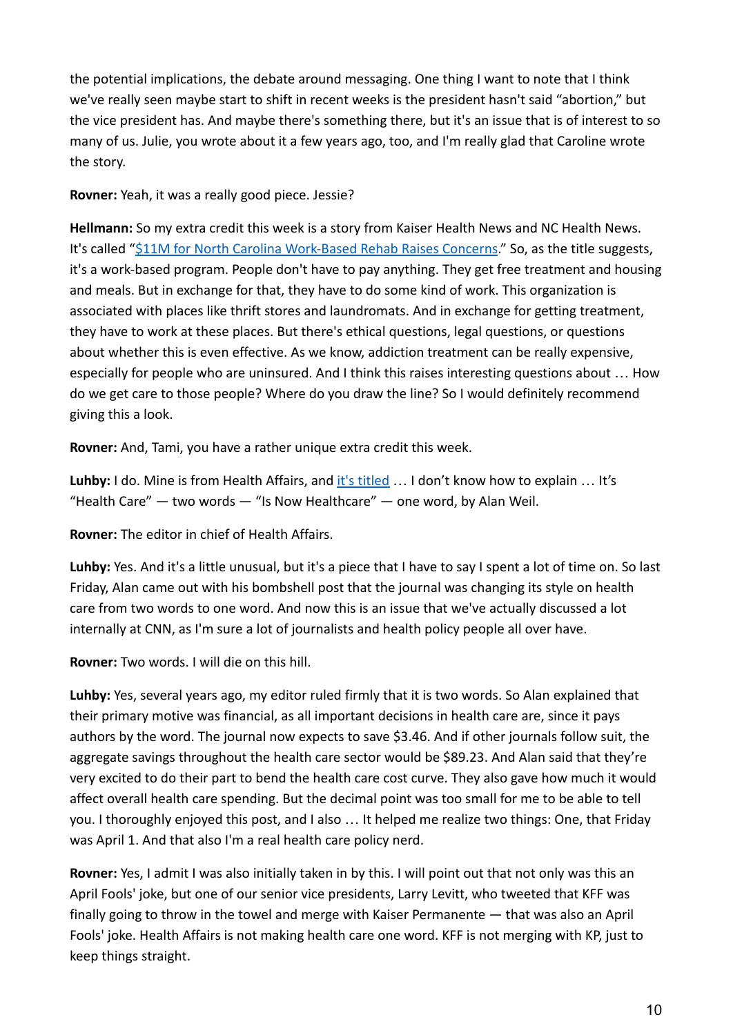the potential implications, the debate around messaging. One thing I want to note that I think we've really seen maybe start to shift in recent weeks is the president hasn't said "abortion," but the vice president has. And maybe there's something there, but it's an issue that is of interest to so many of us. Julie, you wrote about it a few years ago, too, and I'm really glad that Caroline wrote the story.

**Rovner:** Yeah, it was a really good piece. Jessie?

**Hellmann:** So my extra credit this week is a story from Kaiser Health News and NC Health News. It's called "$11M for North Carolina Work-Based Rehab Raises Concerns." So, as the title suggests, it's a work-based program. People don't have to pay anything. They get free treatment and housing and meals. But in exchange for that, they have to do some kind of work. This organization is associated with places like thrift stores and laundromats. And in exchange for getting treatment, they have to work at these places. But there's ethical questions, legal questions, or questions about whether this is even effective. As we know, addiction treatment can be really expensive, especially for people who are uninsured. And I think this raises interesting questions about … How do we get care to those people? Where do you draw the line? So I would definitely recommend giving this a look.

**Rovner:** And, Tami, you have a rather unique extra credit this week.

**Luhby:** I do. Mine is from Health Affairs, and it's titled … I don't know how to explain … It's "Health Care" — two words — "Is Now Healthcare" — one word, by Alan Weil.

**Rovner:** The editor in chief of Health Affairs.

**Luhby:** Yes. And it's a little unusual, but it's a piece that I have to say I spent a lot of time on. So last Friday, Alan came out with his bombshell post that the journal was changing its style on health care from two words to one word. And now this is an issue that we've actually discussed a lot internally at CNN, as I'm sure a lot of journalists and health policy people all over have.

**Rovner:** Two words. I will die on this hill.

**Luhby:** Yes, several years ago, my editor ruled firmly that it is two words. So Alan explained that their primary motive was financial, as all important decisions in health care are, since it pays authors by the word. The journal now expects to save $3.46. And if other journals follow suit, the aggregate savings throughout the health care sector would be $89.23. And Alan said that they're very excited to do their part to bend the health care cost curve. They also gave how much it would affect overall health care spending. But the decimal point was too small for me to be able to tell you. I thoroughly enjoyed this post, and I also … It helped me realize two things: One, that Friday was April 1. And that also I'm a real health care policy nerd.

**Rovner:** Yes, I admit I was also initially taken in by this. I will point out that not only was this an April Fools' joke, but one of our senior vice presidents, Larry Levitt, who tweeted that KFF was finally going to throw in the towel and merge with Kaiser Permanente — that was also an April Fools' joke. Health Affairs is not making health care one word. KFF is not merging with KP, just to keep things straight.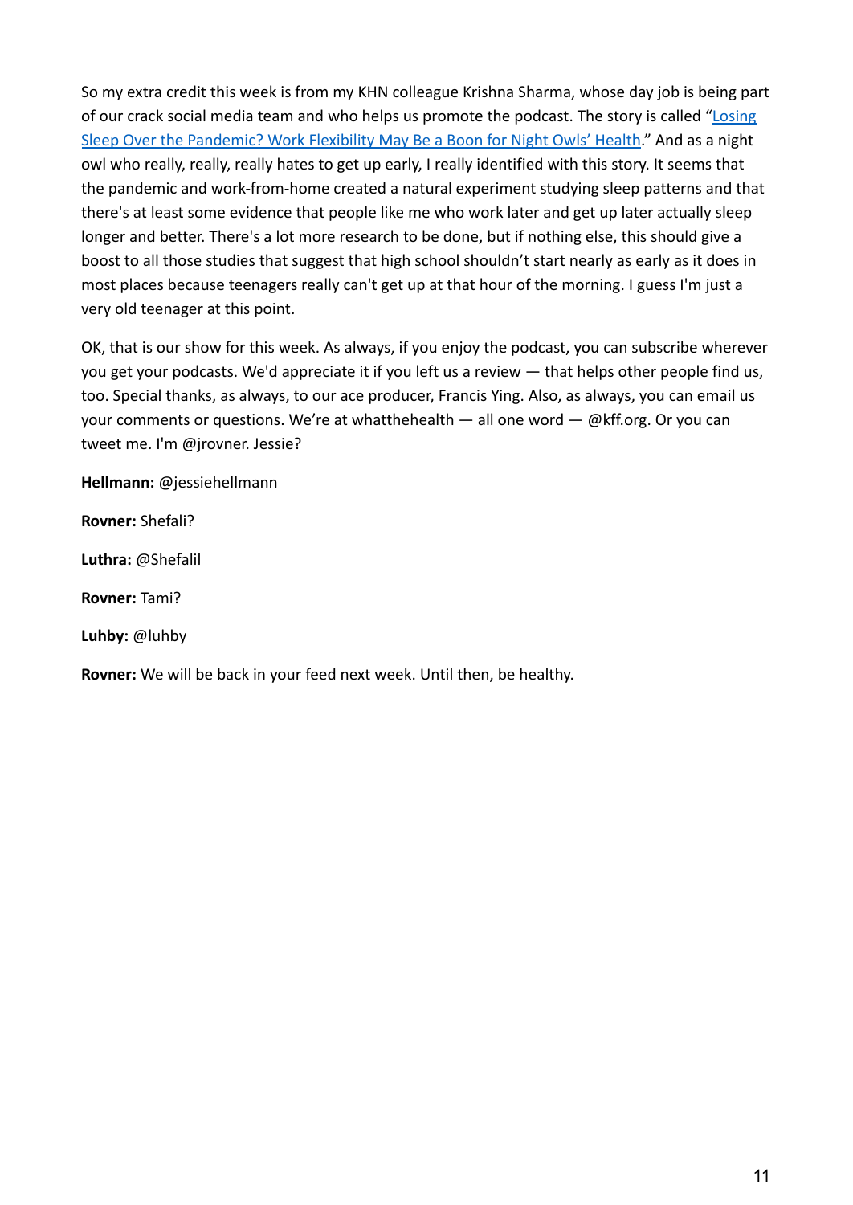So my extra credit this week is from my KHN colleague Krishna Sharma, whose day job is being part of our crack social media team and who helps us promote the podcast. The story is called "Losing Sleep Over the Pandemic? Work Flexibility May Be a Boon for Night Owls' Health." And as a night owl who really, really, really hates to get up early, I really identified with this story. It seems that the pandemic and work-from-home created a natural experiment studying sleep patterns and that there's at least some evidence that people like me who work later and get up later actually sleep longer and better. There's a lot more research to be done, but if nothing else, this should give a boost to all those studies that suggest that high school shouldn't start nearly as early as it does in most places because teenagers really can't get up at that hour of the morning. I guess I'm just a very old teenager at this point.

OK, that is our show for this week. As always, if you enjoy the podcast, you can subscribe wherever you get your podcasts. We'd appreciate it if you left us a review — that helps other people find us, too. Special thanks, as always, to our ace producer, Francis Ying. Also, as always, you can email us your comments or questions. We're at whatthehealth — all one word — @kff.org. Or you can tweet me. I'm @jrovner. Jessie?

**Hellmann:** @jessiehellmann

**Rovner:** Shefali?

**Luthra:** @Shefalil

**Rovner:** Tami?

**Luhby:** @luhby

**Rovner:** We will be back in your feed next week. Until then, be healthy.